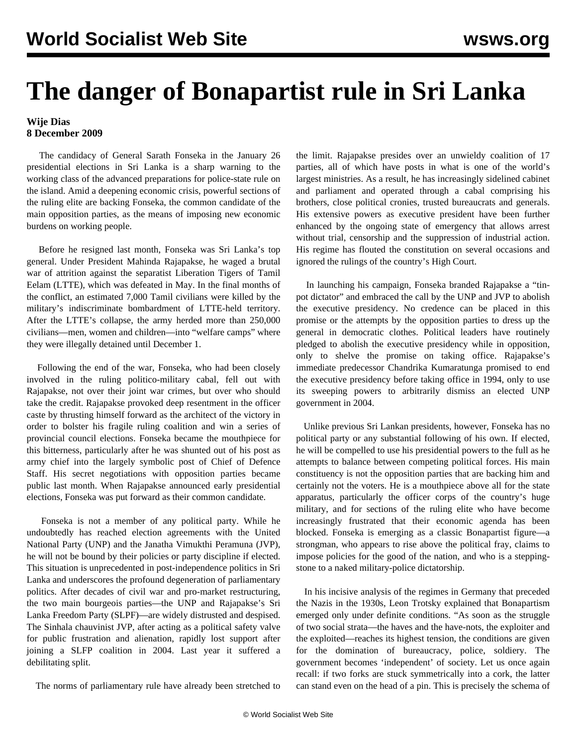# The danger of Bonapartist rule in Sri Lanka

**Wije Dias**
**8 December 2009**

The candidacy of General Sarath Fonseka in the January 26 presidential elections in Sri Lanka is a sharp warning to the working class of the advanced preparations for police-state rule on the island. Amid a deepening economic crisis, powerful sections of the ruling elite are backing Fonseka, the common candidate of the main opposition parties, as the means of imposing new economic burdens on working people.

Before he resigned last month, Fonseka was Sri Lanka's top general. Under President Mahinda Rajapakse, he waged a brutal war of attrition against the separatist Liberation Tigers of Tamil Eelam (LTTE), which was defeated in May. In the final months of the conflict, an estimated 7,000 Tamil civilians were killed by the military's indiscriminate bombardment of LTTE-held territory. After the LTTE's collapse, the army herded more than 250,000 civilians—men, women and children—into "welfare camps" where they were illegally detained until December 1.

Following the end of the war, Fonseka, who had been closely involved in the ruling politico-military cabal, fell out with Rajapakse, not over their joint war crimes, but over who should take the credit. Rajapakse provoked deep resentment in the officer caste by thrusting himself forward as the architect of the victory in order to bolster his fragile ruling coalition and win a series of provincial council elections. Fonseka became the mouthpiece for this bitterness, particularly after he was shunted out of his post as army chief into the largely symbolic post of Chief of Defence Staff. His secret negotiations with opposition parties became public last month. When Rajapakse announced early presidential elections, Fonseka was put forward as their common candidate.

Fonseka is not a member of any political party. While he undoubtedly has reached election agreements with the United National Party (UNP) and the Janatha Vimukthi Peramuna (JVP), he will not be bound by their policies or party discipline if elected. This situation is unprecedented in post-independence politics in Sri Lanka and underscores the profound degeneration of parliamentary politics. After decades of civil war and pro-market restructuring, the two main bourgeois parties—the UNP and Rajapakse's Sri Lanka Freedom Party (SLPF)—are widely distrusted and despised. The Sinhala chauvinist JVP, after acting as a political safety valve for public frustration and alienation, rapidly lost support after joining a SLFP coalition in 2004. Last year it suffered a debilitating split.

The norms of parliamentary rule have already been stretched to the limit. Rajapakse presides over an unwieldy coalition of 17 parties, all of which have posts in what is one of the world's largest ministries. As a result, he has increasingly sidelined cabinet and parliament and operated through a cabal comprising his brothers, close political cronies, trusted bureaucrats and generals. His extensive powers as executive president have been further enhanced by the ongoing state of emergency that allows arrest without trial, censorship and the suppression of industrial action. His regime has flouted the constitution on several occasions and ignored the rulings of the country's High Court.

In launching his campaign, Fonseka branded Rajapakse a "tin-pot dictator" and embraced the call by the UNP and JVP to abolish the executive presidency. No credence can be placed in this promise or the attempts by the opposition parties to dress up the general in democratic clothes. Political leaders have routinely pledged to abolish the executive presidency while in opposition, only to shelve the promise on taking office. Rajapakse's immediate predecessor Chandrika Kumaratunga promised to end the executive presidency before taking office in 1994, only to use its sweeping powers to arbitrarily dismiss an elected UNP government in 2004.

Unlike previous Sri Lankan presidents, however, Fonseka has no political party or any substantial following of his own. If elected, he will be compelled to use his presidential powers to the full as he attempts to balance between competing political forces. His main constituency is not the opposition parties that are backing him and certainly not the voters. He is a mouthpiece above all for the state apparatus, particularly the officer corps of the country's huge military, and for sections of the ruling elite who have become increasingly frustrated that their economic agenda has been blocked. Fonseka is emerging as a classic Bonapartist figure—a strongman, who appears to rise above the political fray, claims to impose policies for the good of the nation, and who is a stepping-stone to a naked military-police dictatorship.

In his incisive analysis of the regimes in Germany that preceded the Nazis in the 1930s, Leon Trotsky explained that Bonapartism emerged only under definite conditions. "As soon as the struggle of two social strata—the haves and the have-nots, the exploiter and the exploited—reaches its highest tension, the conditions are given for the domination of bureaucracy, police, soldiery. The government becomes 'independent' of society. Let us once again recall: if two forks are stuck symmetrically into a cork, the latter can stand even on the head of a pin. This is precisely the schema of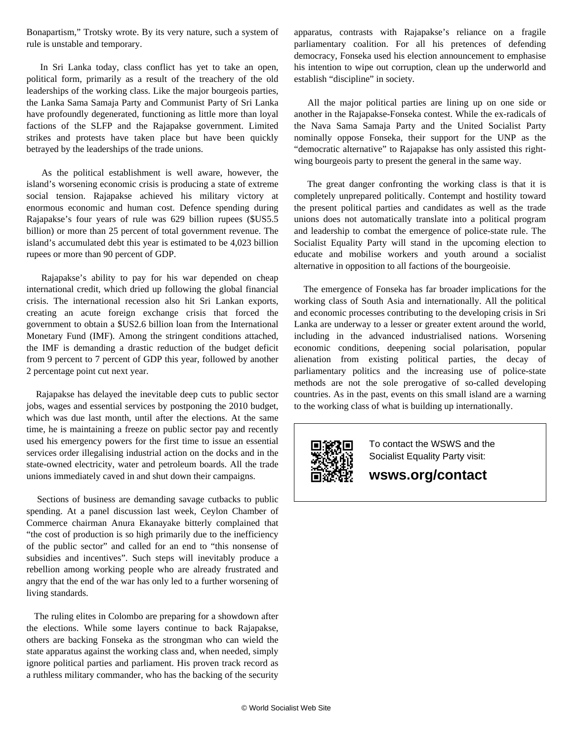Bonapartism," Trotsky wrote. By its very nature, such a system of rule is unstable and temporary.

In Sri Lanka today, class conflict has yet to take an open, political form, primarily as a result of the treachery of the old leaderships of the working class. Like the major bourgeois parties, the Lanka Sama Samaja Party and Communist Party of Sri Lanka have profoundly degenerated, functioning as little more than loyal factions of the SLFP and the Rajapakse government. Limited strikes and protests have taken place but have been quickly betrayed by the leaderships of the trade unions.

As the political establishment is well aware, however, the island's worsening economic crisis is producing a state of extreme social tension. Rajapakse achieved his military victory at enormous economic and human cost. Defence spending during Rajapakse's four years of rule was 629 billion rupees ($US5.5 billion) or more than 25 percent of total government revenue. The island's accumulated debt this year is estimated to be 4,023 billion rupees or more than 90 percent of GDP.

Rajapakse's ability to pay for his war depended on cheap international credit, which dried up following the global financial crisis. The international recession also hit Sri Lankan exports, creating an acute foreign exchange crisis that forced the government to obtain a $US2.6 billion loan from the International Monetary Fund (IMF). Among the stringent conditions attached, the IMF is demanding a drastic reduction of the budget deficit from 9 percent to 7 percent of GDP this year, followed by another 2 percentage point cut next year.

Rajapakse has delayed the inevitable deep cuts to public sector jobs, wages and essential services by postponing the 2010 budget, which was due last month, until after the elections. At the same time, he is maintaining a freeze on public sector pay and recently used his emergency powers for the first time to issue an essential services order illegalising industrial action on the docks and in the state-owned electricity, water and petroleum boards. All the trade unions immediately caved in and shut down their campaigns.

Sections of business are demanding savage cutbacks to public spending. At a panel discussion last week, Ceylon Chamber of Commerce chairman Anura Ekanayake bitterly complained that "the cost of production is so high primarily due to the inefficiency of the public sector" and called for an end to "this nonsense of subsidies and incentives". Such steps will inevitably produce a rebellion among working people who are already frustrated and angry that the end of the war has only led to a further worsening of living standards.

The ruling elites in Colombo are preparing for a showdown after the elections. While some layers continue to back Rajapakse, others are backing Fonseka as the strongman who can wield the state apparatus against the working class and, when needed, simply ignore political parties and parliament. His proven track record as a ruthless military commander, who has the backing of the security apparatus, contrasts with Rajapakse's reliance on a fragile parliamentary coalition. For all his pretences of defending democracy, Fonseka used his election announcement to emphasise his intention to wipe out corruption, clean up the underworld and establish "discipline" in society.

All the major political parties are lining up on one side or another in the Rajapakse-Fonseka contest. While the ex-radicals of the Nava Sama Samaja Party and the United Socialist Party nominally oppose Fonseka, their support for the UNP as the "democratic alternative" to Rajapakse has only assisted this right-wing bourgeois party to present the general in the same way.

The great danger confronting the working class is that it is completely unprepared politically. Contempt and hostility toward the present political parties and candidates as well as the trade unions does not automatically translate into a political program and leadership to combat the emergence of police-state rule. The Socialist Equality Party will stand in the upcoming election to educate and mobilise workers and youth around a socialist alternative in opposition to all factions of the bourgeoisie.

The emergence of Fonseka has far broader implications for the working class of South Asia and internationally. All the political and economic processes contributing to the developing crisis in Sri Lanka are underway to a lesser or greater extent around the world, including in the advanced industrialised nations. Worsening economic conditions, deepening social polarisation, popular alienation from existing political parties, the decay of parliamentary politics and the increasing use of police-state methods are not the sole prerogative of so-called developing countries. As in the past, events on this small island are a warning to the working class of what is building up internationally.

To contact the WSWS and the Socialist Equality Party visit:

**wsws.org/contact**